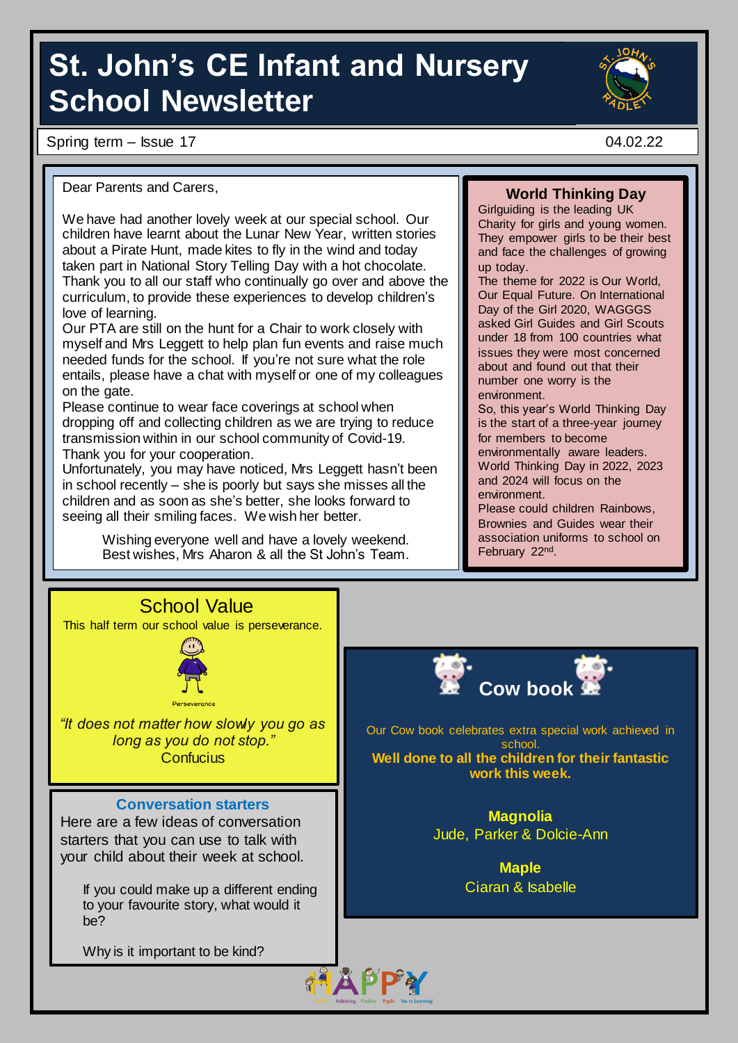# St. John's CE Infant and Nursery School Newsletter

Spring term – Issue 17

04.02.22

Dear Parents and Carers,

We have had another lovely week at our special school. Our children have learnt about the Lunar New Year, written stories about a Pirate Hunt, made kites to fly in the wind and today taken part in National Story Telling Day with a hot chocolate. Thank you to all our staff who continually go over and above the curriculum, to provide these experiences to develop children's love of learning.

Our PTA are still on the hunt for a Chair to work closely with myself and Mrs Leggett to help plan fun events and raise much needed funds for the school. If you're not sure what the role entails, please have a chat with myself or one of my colleagues on the gate.

Please continue to wear face coverings at school when dropping off and collecting children as we are trying to reduce transmission within in our school community of Covid-19. Thank you for your cooperation.

Unfortunately, you may have noticed, Mrs Leggett hasn't been in school recently – she is poorly but says she misses all the children and as soon as she's better, she looks forward to seeing all their smiling faces. We wish her better.

Wishing everyone well and have a lovely weekend.
Best wishes, Mrs Aharon & all the St John's Team.

## World Thinking Day

Girlguiding is the leading UK Charity for girls and young women. They empower girls to be their best and face the challenges of growing up today.

The theme for 2022 is Our World, Our Equal Future. On International Day of the Girl 2020, WAGGGS asked Girl Guides and Girl Scouts under 18 from 100 countries what issues they were most concerned about and found out that their number one worry is the environment.

So, this year's World Thinking Day is the start of a three-year journey for members to become environmentally aware leaders. World Thinking Day in 2022, 2023 and 2024 will focus on the environment.

Please could children Rainbows, Brownies and Guides wear their association uniforms to school on February 22nd.

## School Value

This half term our school value is perseverance.

Perseverance

*"It does not matter how slowly you go as long as you do not stop."*
Confucius

### Conversation starters

Here are a few ideas of conversation starters that you can use to talk with your child about their week at school.

If you could make up a different ending to your favourite story, what would it be?

Why is it important to be kind?

## Cow book

Our Cow book celebrates extra special work achieved in school.

**Well done to all the children for their fantastic work this week.**

**Magnolia**
Jude, Parker & Dolcie-Ann

**Maple**
Ciaran & Isabelle

HAPPY
Achieving Positive Pupils Yes to Learning!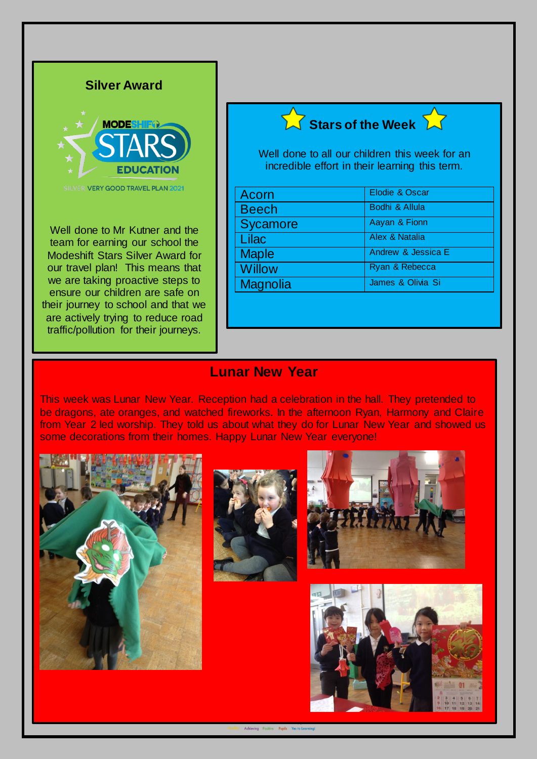## Silver Award

SILVER VERY GOOD TRAVEL PLAN 2021

Well done to Mr Kutner and the team for earning our school the Modeshift Stars Silver Award for our travel plan! This means that we are taking proactive steps to ensure our children are safe on their journey to school and that we are actively trying to reduce road traffic/pollution for their journeys.

## Stars of the Week

Well done to all our children this week for an incredible effort in their learning this term.

| | |
|---|---|
| Acorn | Elodie & Oscar |
| Beech | Bodhi & Allula |
| Sycamore | Aayan & Fionn |
| Lilac | Alex & Natalia |
| Maple | Andrew & Jessica E |
| Willow | Ryan & Rebecca |
| Magnolia | James & Olivia Si |

## Lunar New Year

This week was Lunar New Year. Reception had a celebration in the hall. They pretended to be dragons, ate oranges, and watched fireworks. In the afternoon Ryan, Harmony and Claire from Year 2 led worship. They told us about what they do for Lunar New Year and showed us some decorations from their homes. Happy Lunar New Year everyone!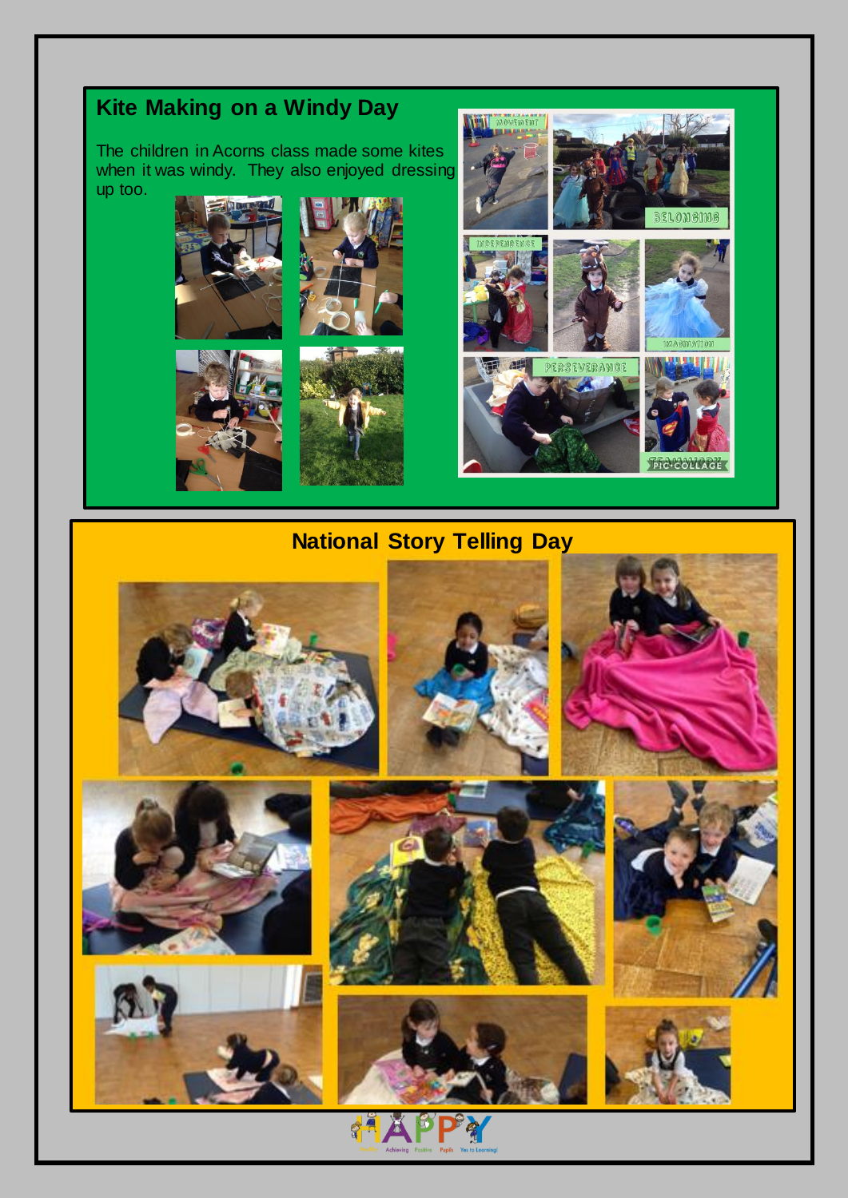## Kite Making on a Windy Day

The children in Acorns class made some kites when it was windy. They also enjoyed dressing up too.

## National Story Telling Day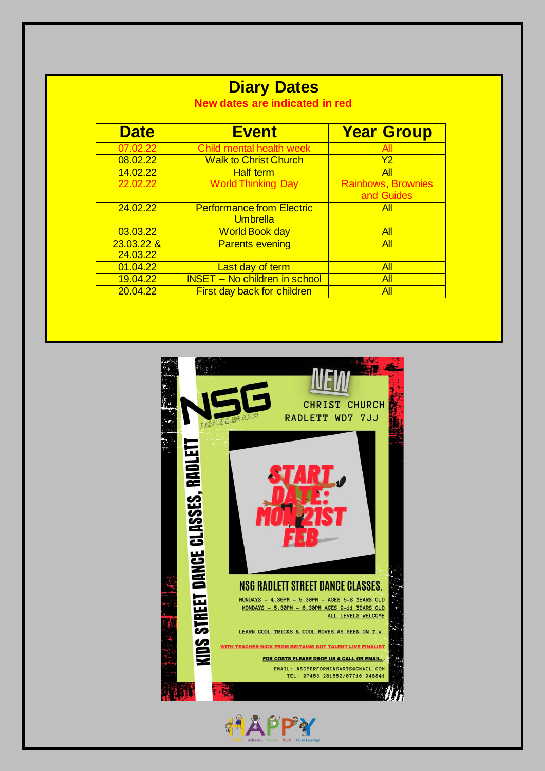# Diary Dates

**New dates are indicated in red**

| Date | Event | Year Group |
|---|---|---|
| 07.02.22 | Child mental health week | All |
| 08.02.22 | Walk to Christ Church | Y2 |
| 14.02.22 | Half term | All |
| 22.02.22 | World Thinking Day | Rainbows, Brownies and Guides |
| 24.02.22 | Performance from Electric Umbrella | All |
| 03.03.22 | World Book day | All |
| 23.03.22 & 24.03.22 | Parents evening | All |
| 01.04.22 | Last day of term | All |
| 19.04.22 | INSET – No children in school | All |
| 20.04.22 | First day back for children | All |

NSG PERFORMING ARTS

KIDS STREET DANCE CLASSES, RADLETT

NEW

CHRIST CHURCH
RADLETT WD7 7JJ

START DATE: MON 21ST FEB

## NSG RADLETT STREET DANCE CLASSES.

MONDAYS – 4.30PM – 5.30PM – AGES 5-8 YEARS OLD
MONDAYS – 5.30PM – 6.30PM AGES 9-11 YEARS OLD
ALL LEVELS WELCOME

LEARN COOL TRICKS & COOL MOVES AS SEEN ON T.V

WITH TEACHER NICK FROM BRITAINS GOT TALENT LIVE FINALIST

FOR COSTS PLEASE DROP US A CALL OR EMAIL.

EMAIL: NSGPERFORMINGARTS@GMAIL.COM
TEL: 07453 281552/07716 948841

HAPPY

Healthy Achieving Positive Pupils Yes to Learning!